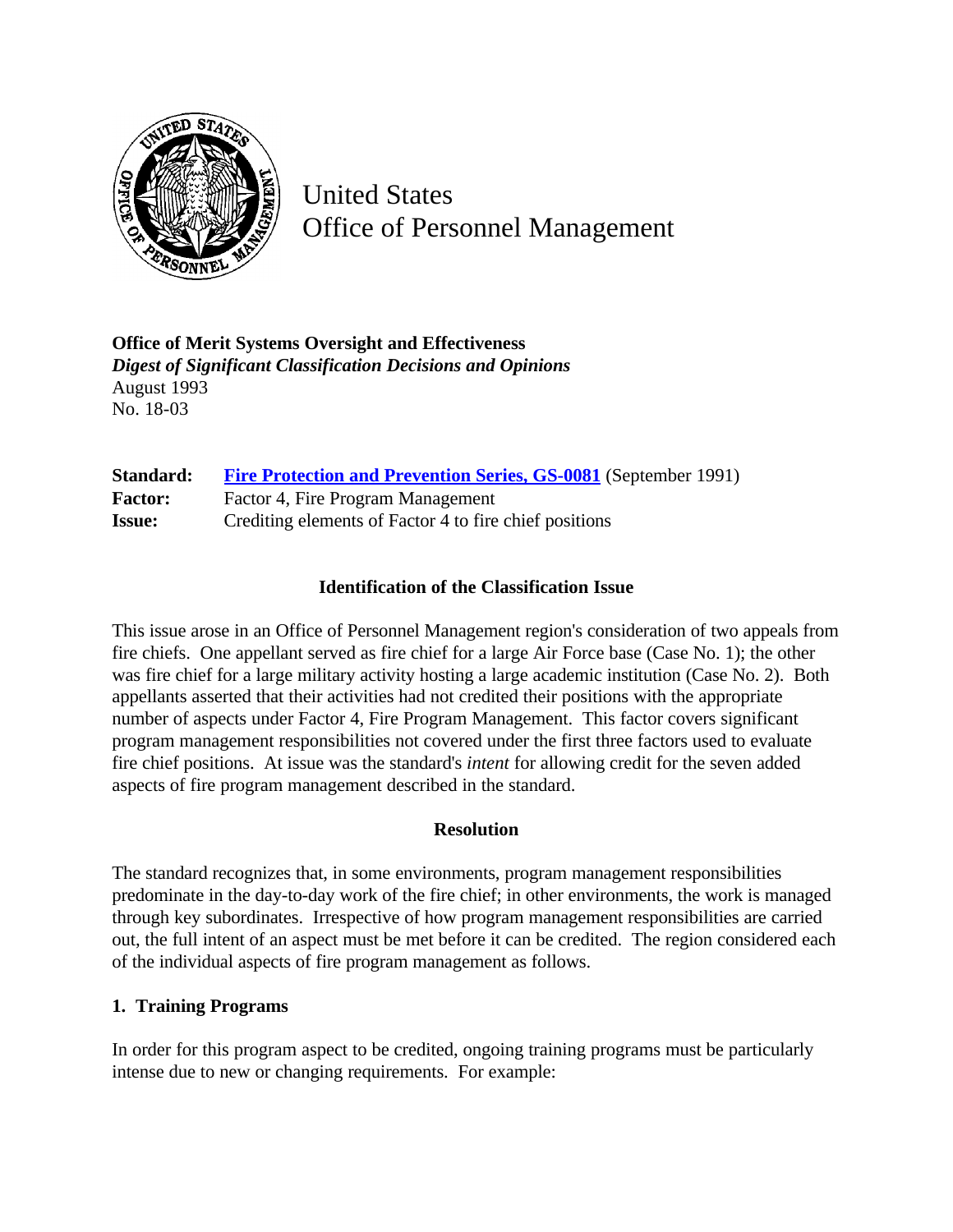United States
Office of Personnel Management

**Office of Merit Systems Oversight and Effectiveness**
***Digest of Significant Classification Decisions and Opinions***
August 1993
No. 18-03

| | |
|---|---|
| **Standard:** | [Fire Protection and Prevention Series, GS-0081](#) (September 1991) |
| **Factor:** | Factor 4, Fire Program Management |
| **Issue:** | Crediting elements of Factor 4 to fire chief positions |

### Identification of the Classification Issue

This issue arose in an Office of Personnel Management region's consideration of two appeals from fire chiefs. One appellant served as fire chief for a large Air Force base (Case No. 1); the other was fire chief for a large military activity hosting a large academic institution (Case No. 2). Both appellants asserted that their activities had not credited their positions with the appropriate number of aspects under Factor 4, Fire Program Management. This factor covers significant program management responsibilities not covered under the first three factors used to evaluate fire chief positions. At issue was the standard's *intent* for allowing credit for the seven added aspects of fire program management described in the standard.

### Resolution

The standard recognizes that, in some environments, program management responsibilities predominate in the day-to-day work of the fire chief; in other environments, the work is managed through key subordinates. Irrespective of how program management responsibilities are carried out, the full intent of an aspect must be met before it can be credited. The region considered each of the individual aspects of fire program management as follows.

#### 1. Training Programs

In order for this program aspect to be credited, ongoing training programs must be particularly intense due to new or changing requirements. For example: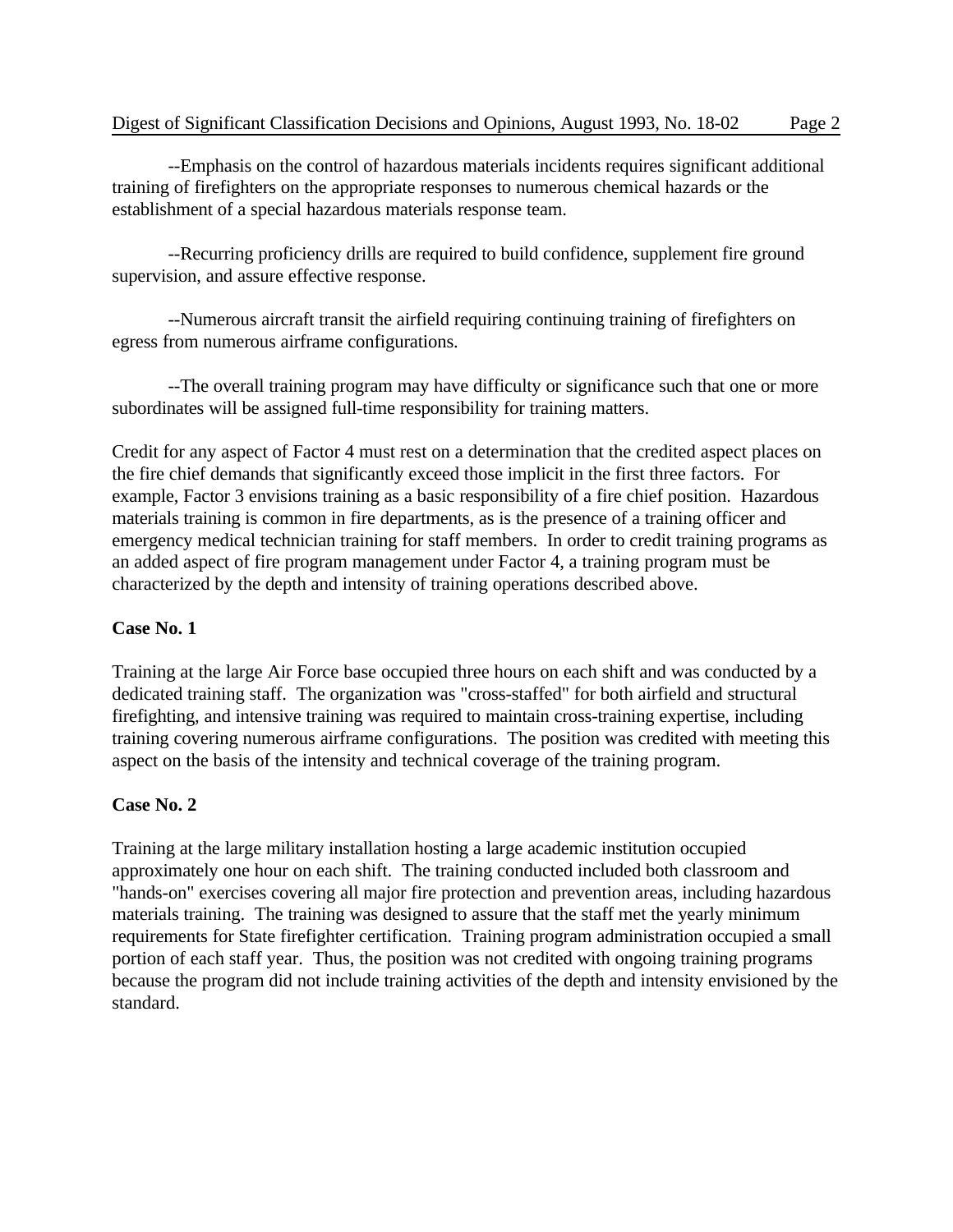--Emphasis on the control of hazardous materials incidents requires significant additional training of firefighters on the appropriate responses to numerous chemical hazards or the establishment of a special hazardous materials response team.

--Recurring proficiency drills are required to build confidence, supplement fire ground supervision, and assure effective response.

--Numerous aircraft transit the airfield requiring continuing training of firefighters on egress from numerous airframe configurations.

--The overall training program may have difficulty or significance such that one or more subordinates will be assigned full-time responsibility for training matters.

Credit for any aspect of Factor 4 must rest on a determination that the credited aspect places on the fire chief demands that significantly exceed those implicit in the first three factors. For example, Factor 3 envisions training as a basic responsibility of a fire chief position. Hazardous materials training is common in fire departments, as is the presence of a training officer and emergency medical technician training for staff members. In order to credit training programs as an added aspect of fire program management under Factor 4, a training program must be characterized by the depth and intensity of training operations described above.

**Case No. 1**

Training at the large Air Force base occupied three hours on each shift and was conducted by a dedicated training staff. The organization was "cross-staffed" for both airfield and structural firefighting, and intensive training was required to maintain cross-training expertise, including training covering numerous airframe configurations. The position was credited with meeting this aspect on the basis of the intensity and technical coverage of the training program.

**Case No. 2**

Training at the large military installation hosting a large academic institution occupied approximately one hour on each shift. The training conducted included both classroom and "hands-on" exercises covering all major fire protection and prevention areas, including hazardous materials training. The training was designed to assure that the staff met the yearly minimum requirements for State firefighter certification. Training program administration occupied a small portion of each staff year. Thus, the position was not credited with ongoing training programs because the program did not include training activities of the depth and intensity envisioned by the standard.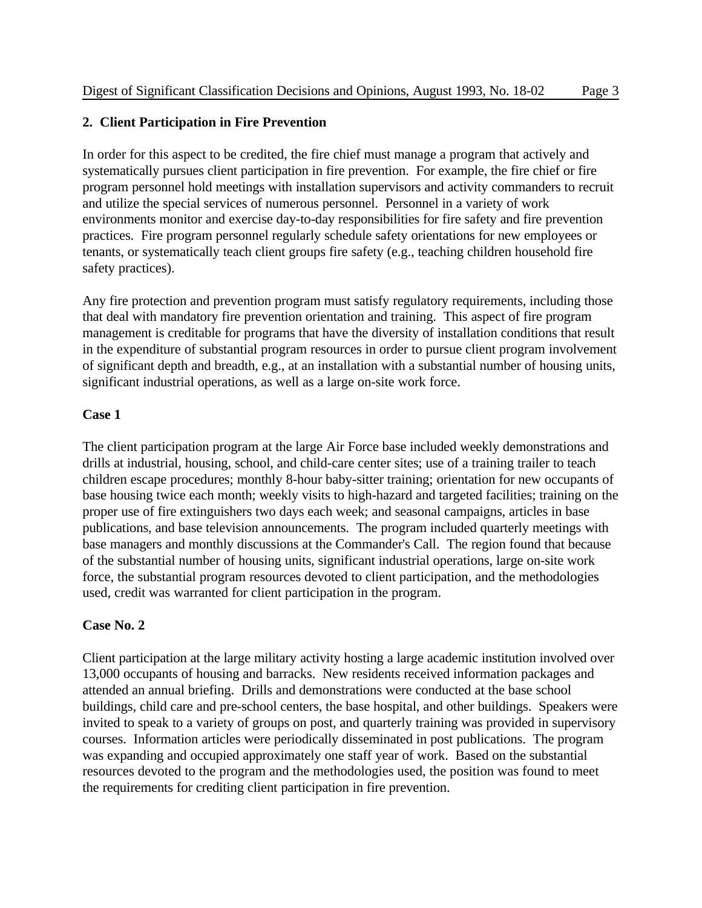## 2. Client Participation in Fire Prevention

In order for this aspect to be credited, the fire chief must manage a program that actively and systematically pursues client participation in fire prevention. For example, the fire chief or fire program personnel hold meetings with installation supervisors and activity commanders to recruit and utilize the special services of numerous personnel. Personnel in a variety of work environments monitor and exercise day-to-day responsibilities for fire safety and fire prevention practices. Fire program personnel regularly schedule safety orientations for new employees or tenants, or systematically teach client groups fire safety (e.g., teaching children household fire safety practices).

Any fire protection and prevention program must satisfy regulatory requirements, including those that deal with mandatory fire prevention orientation and training. This aspect of fire program management is creditable for programs that have the diversity of installation conditions that result in the expenditure of substantial program resources in order to pursue client program involvement of significant depth and breadth, e.g., at an installation with a substantial number of housing units, significant industrial operations, as well as a large on-site work force.

### Case 1

The client participation program at the large Air Force base included weekly demonstrations and drills at industrial, housing, school, and child-care center sites; use of a training trailer to teach children escape procedures; monthly 8-hour baby-sitter training; orientation for new occupants of base housing twice each month; weekly visits to high-hazard and targeted facilities; training on the proper use of fire extinguishers two days each week; and seasonal campaigns, articles in base publications, and base television announcements. The program included quarterly meetings with base managers and monthly discussions at the Commander's Call. The region found that because of the substantial number of housing units, significant industrial operations, large on-site work force, the substantial program resources devoted to client participation, and the methodologies used, credit was warranted for client participation in the program.

### Case No. 2

Client participation at the large military activity hosting a large academic institution involved over 13,000 occupants of housing and barracks. New residents received information packages and attended an annual briefing. Drills and demonstrations were conducted at the base school buildings, child care and pre-school centers, the base hospital, and other buildings. Speakers were invited to speak to a variety of groups on post, and quarterly training was provided in supervisory courses. Information articles were periodically disseminated in post publications. The program was expanding and occupied approximately one staff year of work. Based on the substantial resources devoted to the program and the methodologies used, the position was found to meet the requirements for crediting client participation in fire prevention.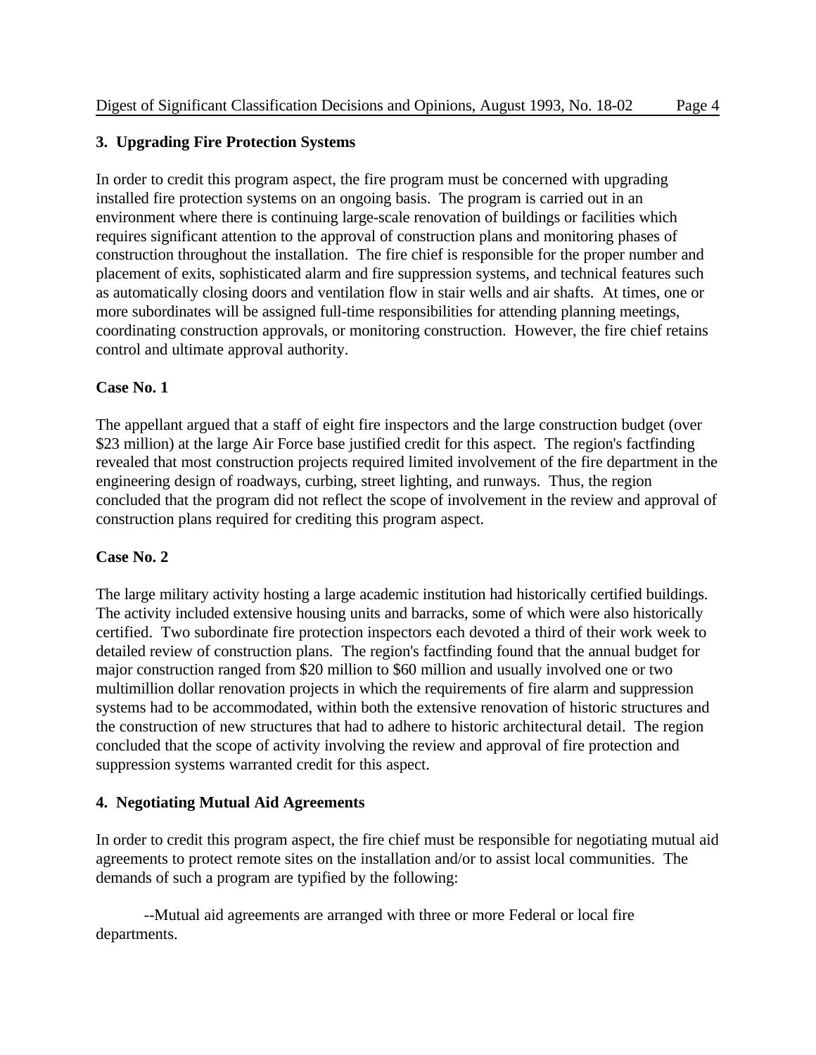### 3. Upgrading Fire Protection Systems

In order to credit this program aspect, the fire program must be concerned with upgrading installed fire protection systems on an ongoing basis. The program is carried out in an environment where there is continuing large-scale renovation of buildings or facilities which requires significant attention to the approval of construction plans and monitoring phases of construction throughout the installation. The fire chief is responsible for the proper number and placement of exits, sophisticated alarm and fire suppression systems, and technical features such as automatically closing doors and ventilation flow in stair wells and air shafts. At times, one or more subordinates will be assigned full-time responsibilities for attending planning meetings, coordinating construction approvals, or monitoring construction. However, the fire chief retains control and ultimate approval authority.

**Case No. 1**

The appellant argued that a staff of eight fire inspectors and the large construction budget (over $23 million) at the large Air Force base justified credit for this aspect. The region's factfinding revealed that most construction projects required limited involvement of the fire department in the engineering design of roadways, curbing, street lighting, and runways. Thus, the region concluded that the program did not reflect the scope of involvement in the review and approval of construction plans required for crediting this program aspect.

**Case No. 2**

The large military activity hosting a large academic institution had historically certified buildings. The activity included extensive housing units and barracks, some of which were also historically certified. Two subordinate fire protection inspectors each devoted a third of their work week to detailed review of construction plans. The region's factfinding found that the annual budget for major construction ranged from $20 million to $60 million and usually involved one or two multimillion dollar renovation projects in which the requirements of fire alarm and suppression systems had to be accommodated, within both the extensive renovation of historic structures and the construction of new structures that had to adhere to historic architectural detail. The region concluded that the scope of activity involving the review and approval of fire protection and suppression systems warranted credit for this aspect.

### 4. Negotiating Mutual Aid Agreements

In order to credit this program aspect, the fire chief must be responsible for negotiating mutual aid agreements to protect remote sites on the installation and/or to assist local communities. The demands of such a program are typified by the following:

--Mutual aid agreements are arranged with three or more Federal or local fire departments.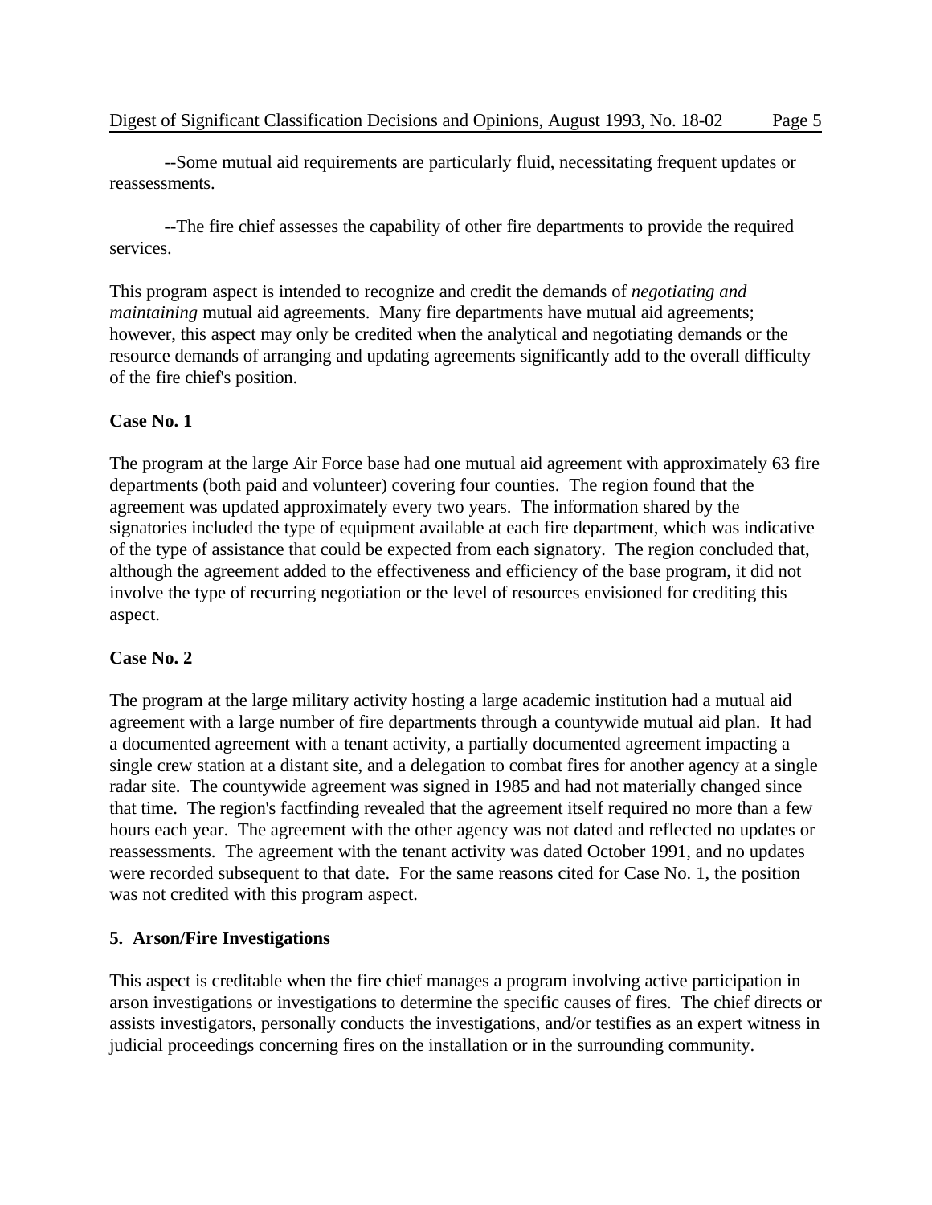--Some mutual aid requirements are particularly fluid, necessitating frequent updates or reassessments.

--The fire chief assesses the capability of other fire departments to provide the required services.

This program aspect is intended to recognize and credit the demands of *negotiating and maintaining* mutual aid agreements. Many fire departments have mutual aid agreements; however, this aspect may only be credited when the analytical and negotiating demands or the resource demands of arranging and updating agreements significantly add to the overall difficulty of the fire chief's position.

**Case No. 1**

The program at the large Air Force base had one mutual aid agreement with approximately 63 fire departments (both paid and volunteer) covering four counties. The region found that the agreement was updated approximately every two years. The information shared by the signatories included the type of equipment available at each fire department, which was indicative of the type of assistance that could be expected from each signatory. The region concluded that, although the agreement added to the effectiveness and efficiency of the base program, it did not involve the type of recurring negotiation or the level of resources envisioned for crediting this aspect.

**Case No. 2**

The program at the large military activity hosting a large academic institution had a mutual aid agreement with a large number of fire departments through a countywide mutual aid plan. It had a documented agreement with a tenant activity, a partially documented agreement impacting a single crew station at a distant site, and a delegation to combat fires for another agency at a single radar site. The countywide agreement was signed in 1985 and had not materially changed since that time. The region's factfinding revealed that the agreement itself required no more than a few hours each year. The agreement with the other agency was not dated and reflected no updates or reassessments. The agreement with the tenant activity was dated October 1991, and no updates were recorded subsequent to that date. For the same reasons cited for Case No. 1, the position was not credited with this program aspect.

**5. Arson/Fire Investigations**

This aspect is creditable when the fire chief manages a program involving active participation in arson investigations or investigations to determine the specific causes of fires. The chief directs or assists investigators, personally conducts the investigations, and/or testifies as an expert witness in judicial proceedings concerning fires on the installation or in the surrounding community.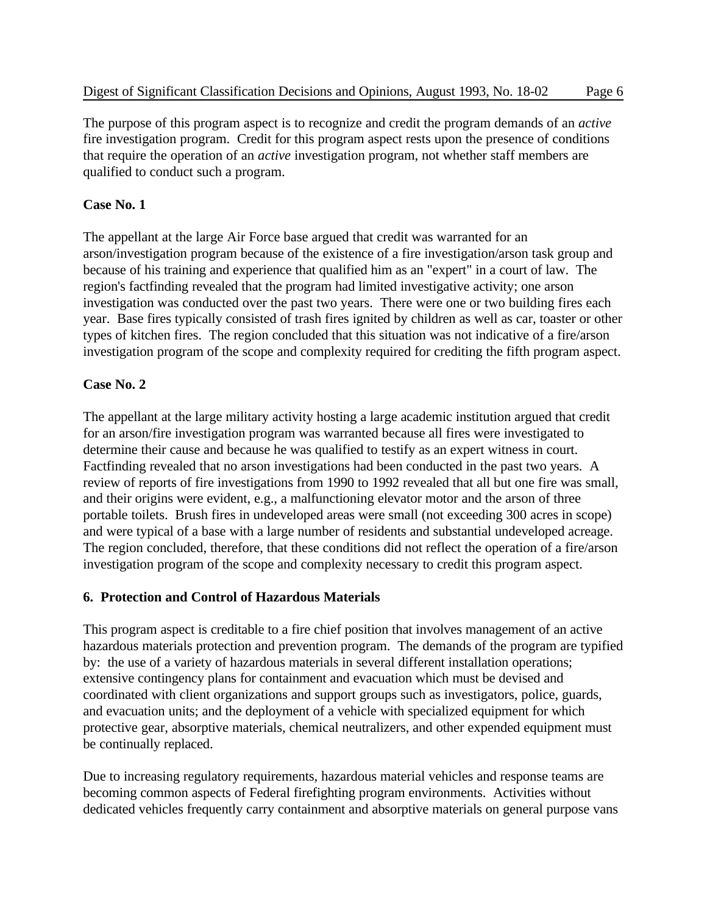The purpose of this program aspect is to recognize and credit the program demands of an *active* fire investigation program. Credit for this program aspect rests upon the presence of conditions that require the operation of an *active* investigation program, not whether staff members are qualified to conduct such a program.

**Case No. 1**

The appellant at the large Air Force base argued that credit was warranted for an arson/investigation program because of the existence of a fire investigation/arson task group and because of his training and experience that qualified him as an "expert" in a court of law. The region's factfinding revealed that the program had limited investigative activity; one arson investigation was conducted over the past two years. There were one or two building fires each year. Base fires typically consisted of trash fires ignited by children as well as car, toaster or other types of kitchen fires. The region concluded that this situation was not indicative of a fire/arson investigation program of the scope and complexity required for crediting the fifth program aspect.

**Case No. 2**

The appellant at the large military activity hosting a large academic institution argued that credit for an arson/fire investigation program was warranted because all fires were investigated to determine their cause and because he was qualified to testify as an expert witness in court. Factfinding revealed that no arson investigations had been conducted in the past two years. A review of reports of fire investigations from 1990 to 1992 revealed that all but one fire was small, and their origins were evident, e.g., a malfunctioning elevator motor and the arson of three portable toilets. Brush fires in undeveloped areas were small (not exceeding 300 acres in scope) and were typical of a base with a large number of residents and substantial undeveloped acreage. The region concluded, therefore, that these conditions did not reflect the operation of a fire/arson investigation program of the scope and complexity necessary to credit this program aspect.

**6. Protection and Control of Hazardous Materials**

This program aspect is creditable to a fire chief position that involves management of an active hazardous materials protection and prevention program. The demands of the program are typified by: the use of a variety of hazardous materials in several different installation operations; extensive contingency plans for containment and evacuation which must be devised and coordinated with client organizations and support groups such as investigators, police, guards, and evacuation units; and the deployment of a vehicle with specialized equipment for which protective gear, absorptive materials, chemical neutralizers, and other expended equipment must be continually replaced.

Due to increasing regulatory requirements, hazardous material vehicles and response teams are becoming common aspects of Federal firefighting program environments. Activities without dedicated vehicles frequently carry containment and absorptive materials on general purpose vans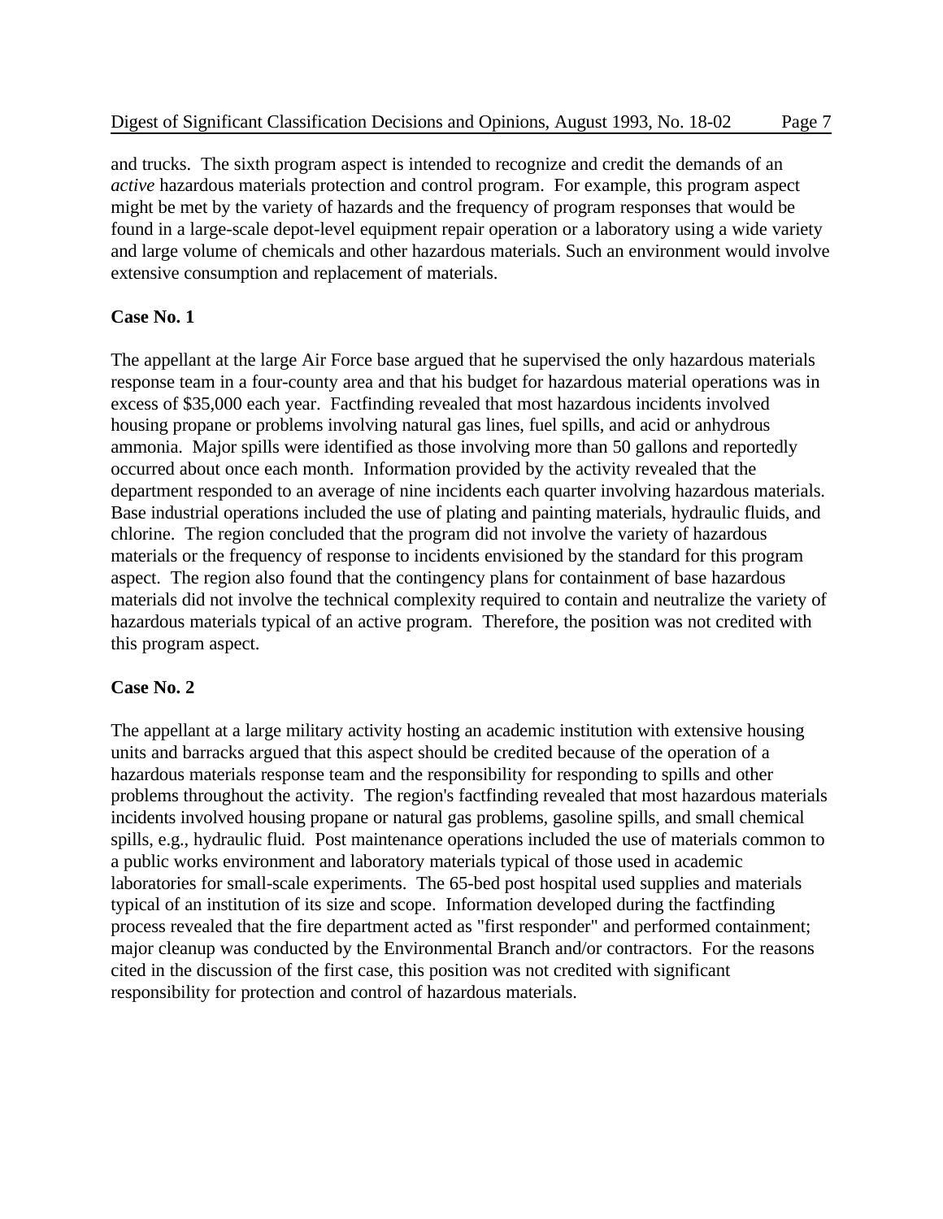and trucks. The sixth program aspect is intended to recognize and credit the demands of an *active* hazardous materials protection and control program. For example, this program aspect might be met by the variety of hazards and the frequency of program responses that would be found in a large-scale depot-level equipment repair operation or a laboratory using a wide variety and large volume of chemicals and other hazardous materials. Such an environment would involve extensive consumption and replacement of materials.

**Case No. 1**

The appellant at the large Air Force base argued that he supervised the only hazardous materials response team in a four-county area and that his budget for hazardous material operations was in excess of $35,000 each year. Factfinding revealed that most hazardous incidents involved housing propane or problems involving natural gas lines, fuel spills, and acid or anhydrous ammonia. Major spills were identified as those involving more than 50 gallons and reportedly occurred about once each month. Information provided by the activity revealed that the department responded to an average of nine incidents each quarter involving hazardous materials. Base industrial operations included the use of plating and painting materials, hydraulic fluids, and chlorine. The region concluded that the program did not involve the variety of hazardous materials or the frequency of response to incidents envisioned by the standard for this program aspect. The region also found that the contingency plans for containment of base hazardous materials did not involve the technical complexity required to contain and neutralize the variety of hazardous materials typical of an active program. Therefore, the position was not credited with this program aspect.

**Case No. 2**

The appellant at a large military activity hosting an academic institution with extensive housing units and barracks argued that this aspect should be credited because of the operation of a hazardous materials response team and the responsibility for responding to spills and other problems throughout the activity. The region's factfinding revealed that most hazardous materials incidents involved housing propane or natural gas problems, gasoline spills, and small chemical spills, e.g., hydraulic fluid. Post maintenance operations included the use of materials common to a public works environment and laboratory materials typical of those used in academic laboratories for small-scale experiments. The 65-bed post hospital used supplies and materials typical of an institution of its size and scope. Information developed during the factfinding process revealed that the fire department acted as "first responder" and performed containment; major cleanup was conducted by the Environmental Branch and/or contractors. For the reasons cited in the discussion of the first case, this position was not credited with significant responsibility for protection and control of hazardous materials.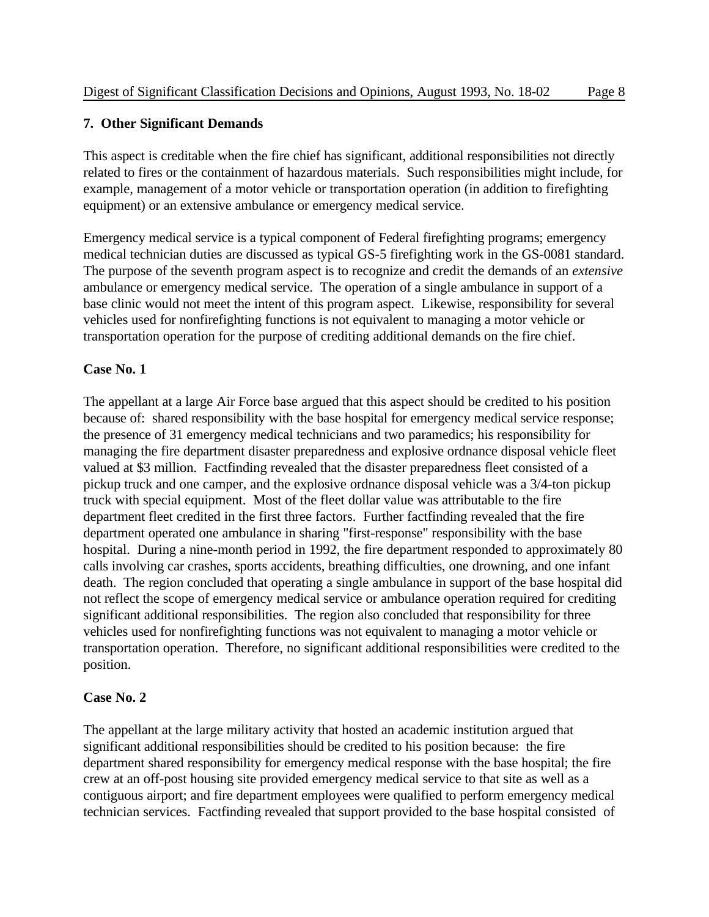### 7. Other Significant Demands

This aspect is creditable when the fire chief has significant, additional responsibilities not directly related to fires or the containment of hazardous materials. Such responsibilities might include, for example, management of a motor vehicle or transportation operation (in addition to firefighting equipment) or an extensive ambulance or emergency medical service.

Emergency medical service is a typical component of Federal firefighting programs; emergency medical technician duties are discussed as typical GS-5 firefighting work in the GS-0081 standard. The purpose of the seventh program aspect is to recognize and credit the demands of an *extensive* ambulance or emergency medical service. The operation of a single ambulance in support of a base clinic would not meet the intent of this program aspect. Likewise, responsibility for several vehicles used for nonfirefighting functions is not equivalent to managing a motor vehicle or transportation operation for the purpose of crediting additional demands on the fire chief.

**Case No. 1**

The appellant at a large Air Force base argued that this aspect should be credited to his position because of: shared responsibility with the base hospital for emergency medical service response; the presence of 31 emergency medical technicians and two paramedics; his responsibility for managing the fire department disaster preparedness and explosive ordnance disposal vehicle fleet valued at $3 million. Factfinding revealed that the disaster preparedness fleet consisted of a pickup truck and one camper, and the explosive ordnance disposal vehicle was a 3/4-ton pickup truck with special equipment. Most of the fleet dollar value was attributable to the fire department fleet credited in the first three factors. Further factfinding revealed that the fire department operated one ambulance in sharing "first-response" responsibility with the base hospital. During a nine-month period in 1992, the fire department responded to approximately 80 calls involving car crashes, sports accidents, breathing difficulties, one drowning, and one infant death. The region concluded that operating a single ambulance in support of the base hospital did not reflect the scope of emergency medical service or ambulance operation required for crediting significant additional responsibilities. The region also concluded that responsibility for three vehicles used for nonfirefighting functions was not equivalent to managing a motor vehicle or transportation operation. Therefore, no significant additional responsibilities were credited to the position.

**Case No. 2**

The appellant at the large military activity that hosted an academic institution argued that significant additional responsibilities should be credited to his position because: the fire department shared responsibility for emergency medical response with the base hospital; the fire crew at an off-post housing site provided emergency medical service to that site as well as a contiguous airport; and fire department employees were qualified to perform emergency medical technician services. Factfinding revealed that support provided to the base hospital consisted of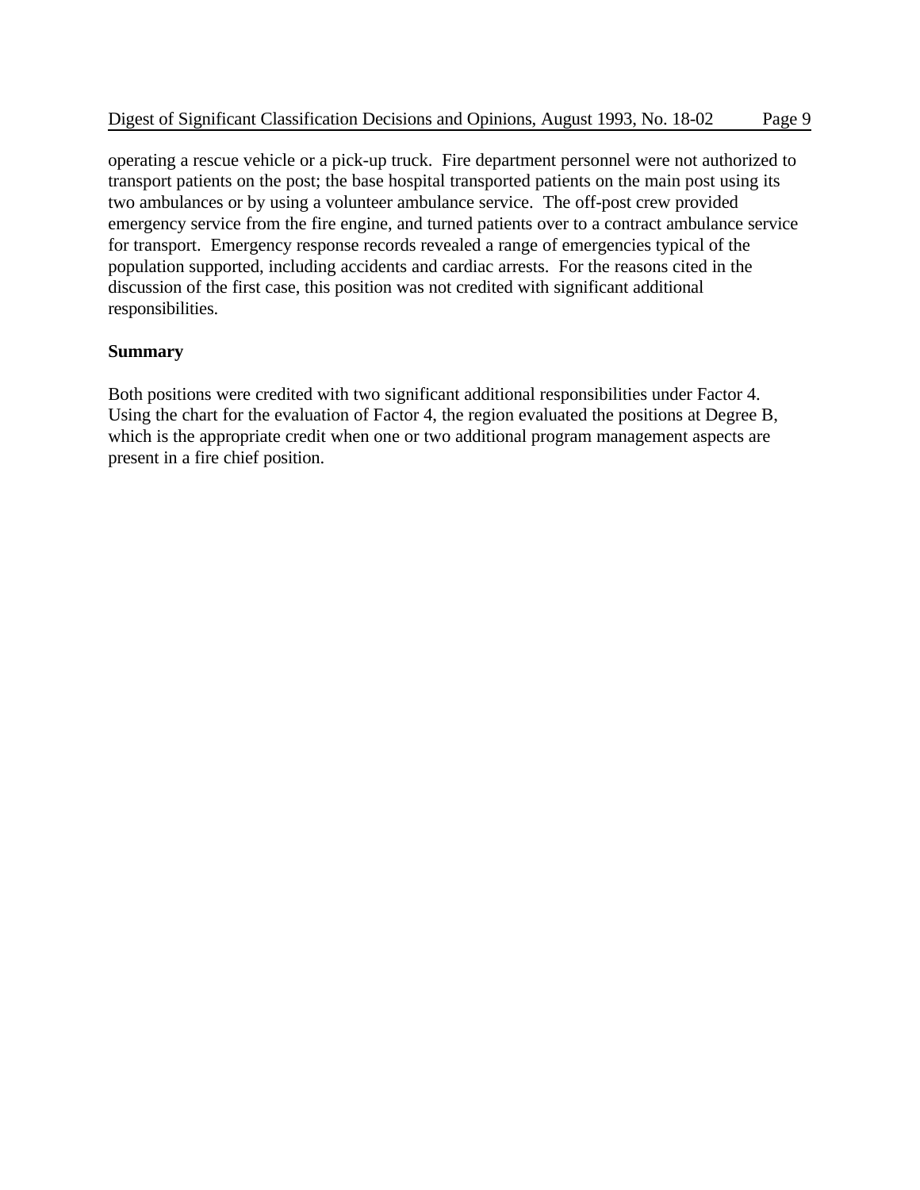operating a rescue vehicle or a pick-up truck. Fire department personnel were not authorized to transport patients on the post; the base hospital transported patients on the main post using its two ambulances or by using a volunteer ambulance service. The off-post crew provided emergency service from the fire engine, and turned patients over to a contract ambulance service for transport. Emergency response records revealed a range of emergencies typical of the population supported, including accidents and cardiac arrests. For the reasons cited in the discussion of the first case, this position was not credited with significant additional responsibilities.

**Summary**

Both positions were credited with two significant additional responsibilities under Factor 4. Using the chart for the evaluation of Factor 4, the region evaluated the positions at Degree B, which is the appropriate credit when one or two additional program management aspects are present in a fire chief position.